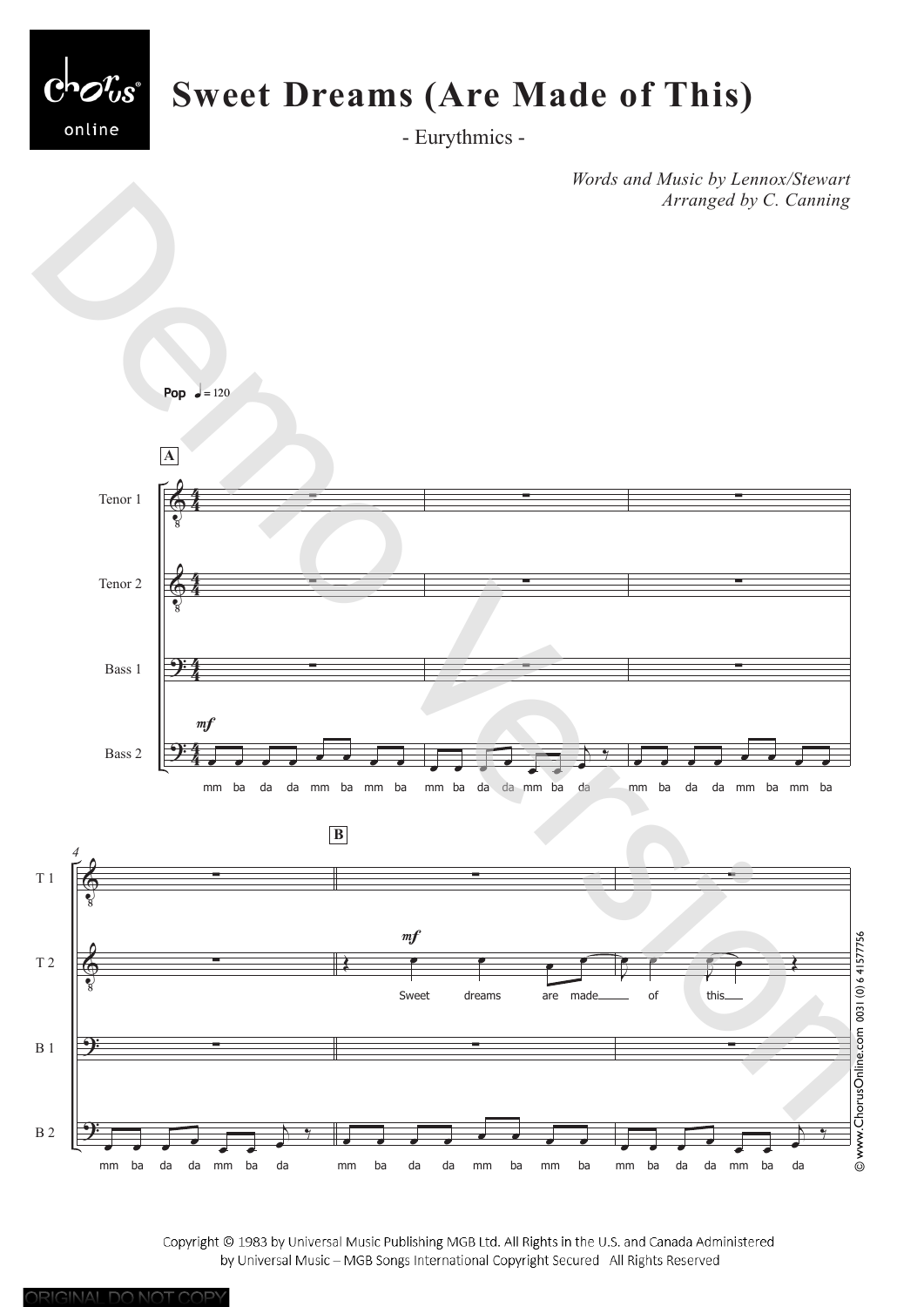# Sweet Dreams (Are Made of This)

- Eurythmics -

*Words and Music by Lennox/Stewart*
*Arranged by C. Canning*

**Pop** ♩ = 120

**A**

Tenor 1

Tenor 2

Bass 1

Bass 2

*mf*

mm ba da da mm ba mm ba mm ba da da mm ba da mm ba da da mm ba mm ba

4 **B**

T 1

T 2

*mf*

Sweet dreams are made of this

B 1

B 2

mm ba da da mm ba da mm ba da da mm ba mm ba mm ba da da mm ba da

© www.ChorusOnline.com 0031 (0) 6 41577756

Copyright © 1983 by Universal Music Publishing MGB Ltd. All Rights in the U.S. and Canada Administered by Universal Music – MGB Songs International Copyright Secured All Rights Reserved

ORIGINAL DO NOT COPY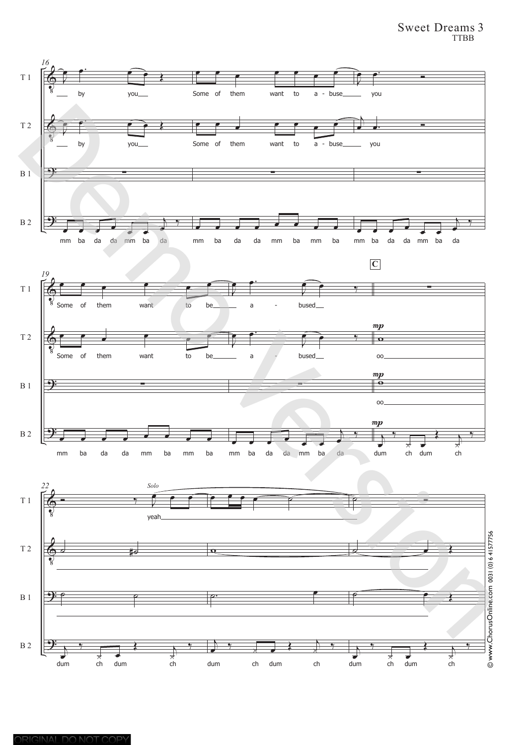Sweet Dreams 3
TTBB

T 1: by you Some of them want to a - buse you

T 2: by you Some of them want to a - buse you

B 1:

B 2: mm ba da da mm ba da mm ba da da mm ba mm ba mm ba da da mm ba da

**C**

T 1: Some of them want to be a - bused

T 2: Some of them want to be a - bused *mp* oo

B 1: *mp* oo

B 2: mm ba da da mm ba mm ba mm ba da da mm ba da *mp* dum ch dum ch

T 1: *Solo* yeah

T 2:

B 1:

B 2: dum ch dum ch dum ch dum ch dum ch dum ch

© www.ChorusOnline.com 0031 (0) 6 41577756

ORIGINAL DO NOT COPY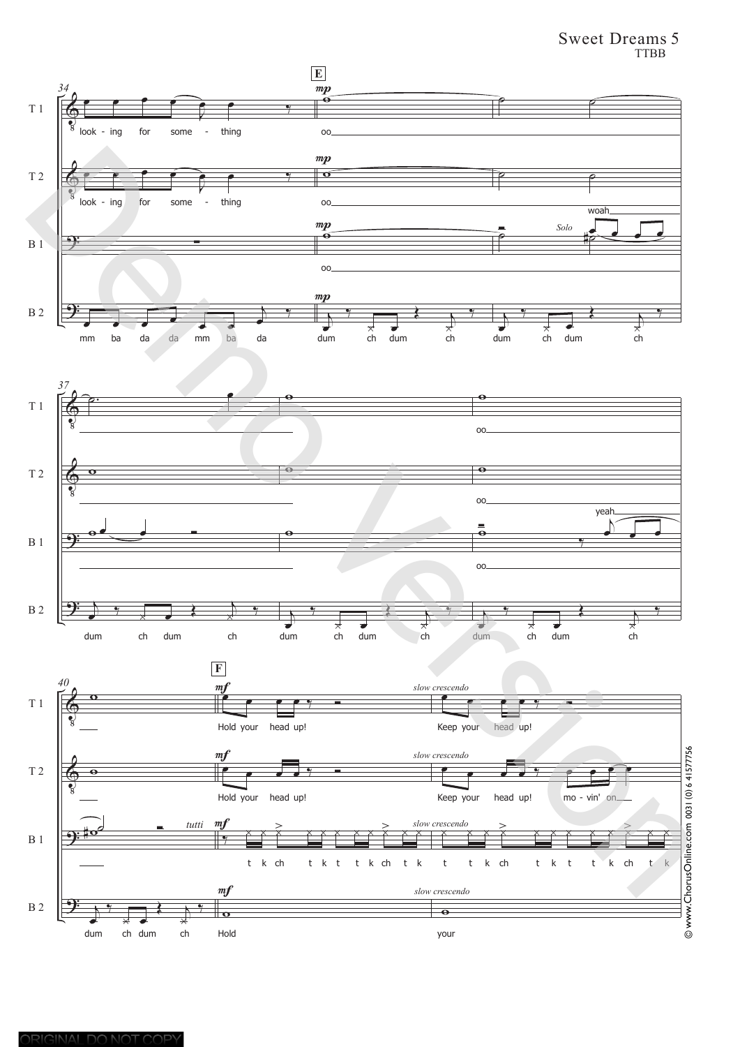Sweet Dreams 5
TTBB

34

E

T 1: look - ing for some - thing | *mp* oo

T 2: look - ing for some - thing | *mp* oo

B 1: *mp* oo | *Solo* woah

B 2: mm ba da da mm ba da | *mp* dum ch dum ch dum ch dum ch

37

T 1: oo

T 2: oo

B 1: oo | yeah

B 2: dum ch dum ch dum ch dum ch dum ch dum ch

40

F

T 1: *mf* Hold your head up! *slow crescendo* Keep your head up!

T 2: *mf* Hold your head up! *slow crescendo* Keep your head up! mo - vin' on

B 1: *tutti* *mf* t k ch t k t t k ch t k *slow crescendo* t t k ch t k t t k ch t k

B 2: dum ch dum ch | *mf* Hold *slow crescendo* your

© www.ChorusOnline.com 0031 (0) 6 41577756

ORIGINAL DO NOT COPY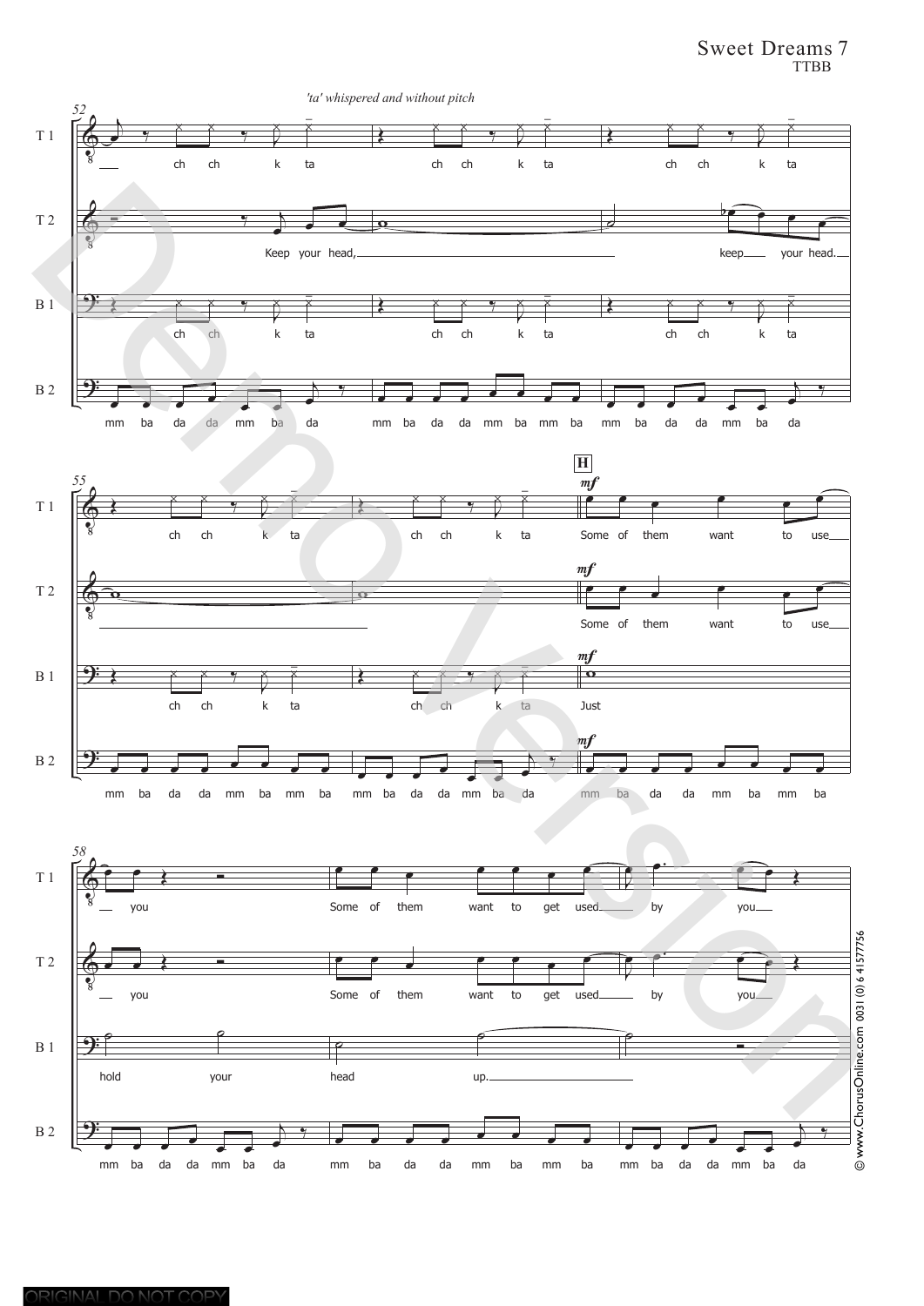*'ta' whispered and without pitch*

**52**

T 1: ch ch k ta ch ch k ta ch ch k ta

T 2: Keep your head, keep your head.

B 1: ch ch k ta ch ch k ta ch ch k ta

B 2: mm ba da da mm ba da mm ba da da mm ba mm ba mm ba da da mm ba da

**55**

T 1: ch ch k ta ch ch k ta | **H** *mf* Some of them want to use

T 2: *mf* Some of them want to use

B 1: ch ch k ta ch ch k ta | *mf* Just

B 2: mm ba da da mm ba mm ba mm ba da da mm ba da | *mf* mm ba da da mm ba mm ba

**58**

T 1: you Some of them want to get used by you

T 2: you Some of them want to get used by you

B 1: hold your head up.

B 2: mm ba da da mm ba da mm ba da da mm ba mm ba mm ba da da mm ba da

© www.ChorusOnline.com 0031 (0) 6 41577756

ORIGINAL DO NOT COPY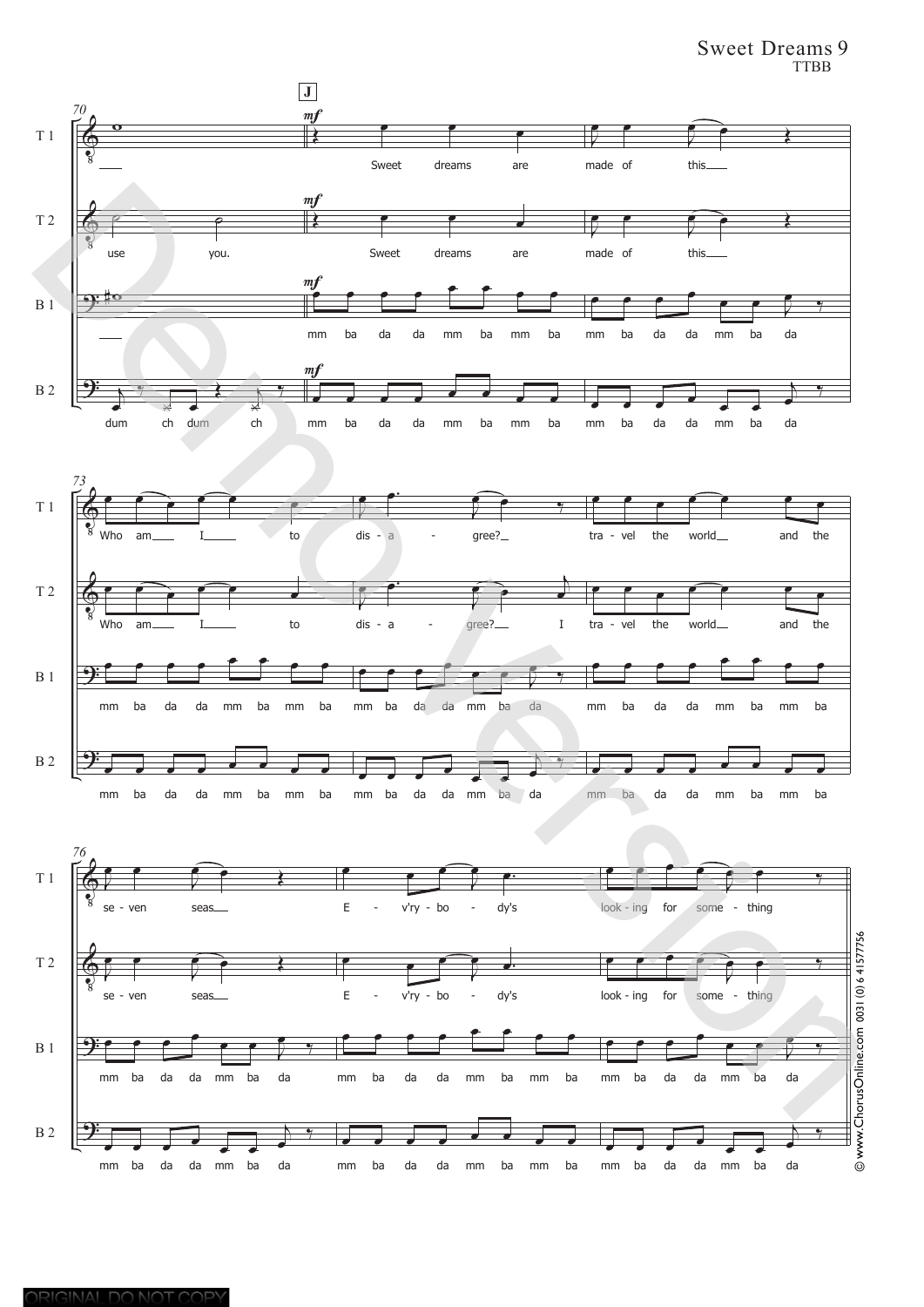Sweet Dreams 9
TTBB

**J**

*mf*

T 1: Sweet dreams are made of this
T 2: use you. Sweet dreams are made of this
B 1: mm ba da da mm ba mm ba mm ba da da mm ba da
B 2: dum ch dum ch mm ba da da mm ba mm ba mm ba da da mm ba da

73

T 1: Who am I to dis - a - gree? tra - vel the world and the
T 2: Who am I to dis - a - gree? I tra - vel the world and the
B 1: mm ba da da mm ba mm ba mm ba da da mm ba da mm ba da da mm ba mm ba
B 2: mm ba da da mm ba mm ba mm ba da da mm ba da mm ba da da mm ba mm ba

76

T 1: se - ven seas E - v'ry - bo - dy's look - ing for some - thing
T 2: se - ven seas E - v'ry - bo - dy's look - ing for some - thing
B 1: mm ba da da mm ba da mm ba da da mm ba mm ba mm ba da da mm ba da
B 2: mm ba da da mm ba da mm ba da da mm ba mm ba mm ba da da mm ba da

© www.ChorusOnline.com 0031 (0) 6 41577756

ORIGINAL DO NOT COPY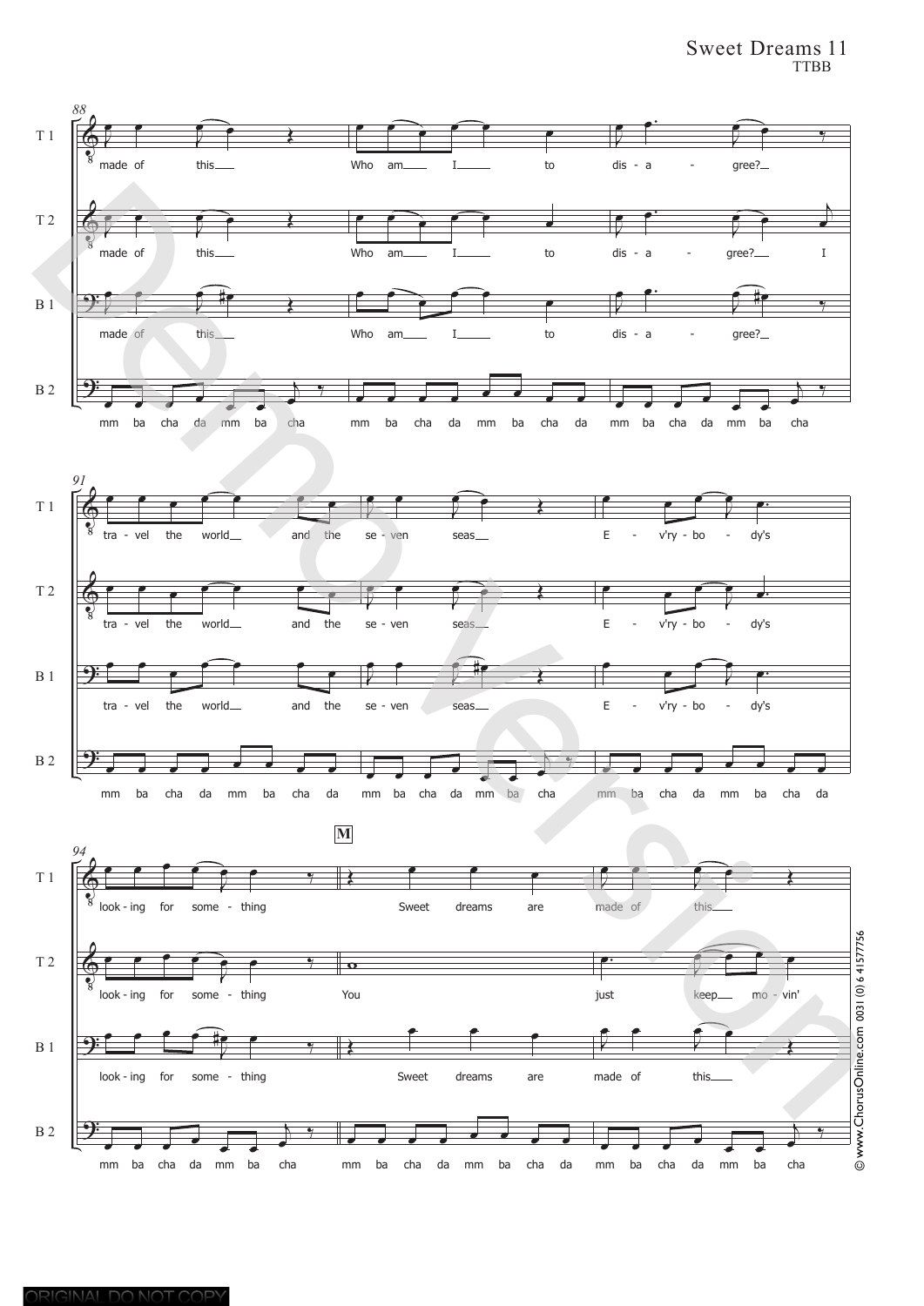Sweet Dreams 11
TTBB

88

T 1: made of this Who am I to dis - a - gree?

T 2: made of this Who am I to dis - a - gree? I

B 1: made of this Who am I to dis - a - gree?

B 2: mm ba cha da mm ba cha mm ba cha da mm ba cha da mm ba cha da mm ba cha

91

T 1: tra - vel the world and the se - ven seas E - v'ry - bo - dy's

T 2: tra - vel the world and the se - ven seas E - v'ry - bo - dy's

B 1: tra - vel the world and the se - ven seas E - v'ry - bo - dy's

B 2: mm ba cha da mm ba cha da mm ba cha da mm ba cha mm ba cha da mm ba cha da

94

**M**

T 1: look - ing for some - thing Sweet dreams are made of this

T 2: look - ing for some - thing You just keep mo - vin'

B 1: look - ing for some - thing Sweet dreams are made of this

B 2: mm ba cha da mm ba cha mm ba cha da mm ba cha da mm ba cha da mm ba cha

© www.ChorusOnline.com 0031 (0) 6 41577756

ORIGINAL DO NOT COPY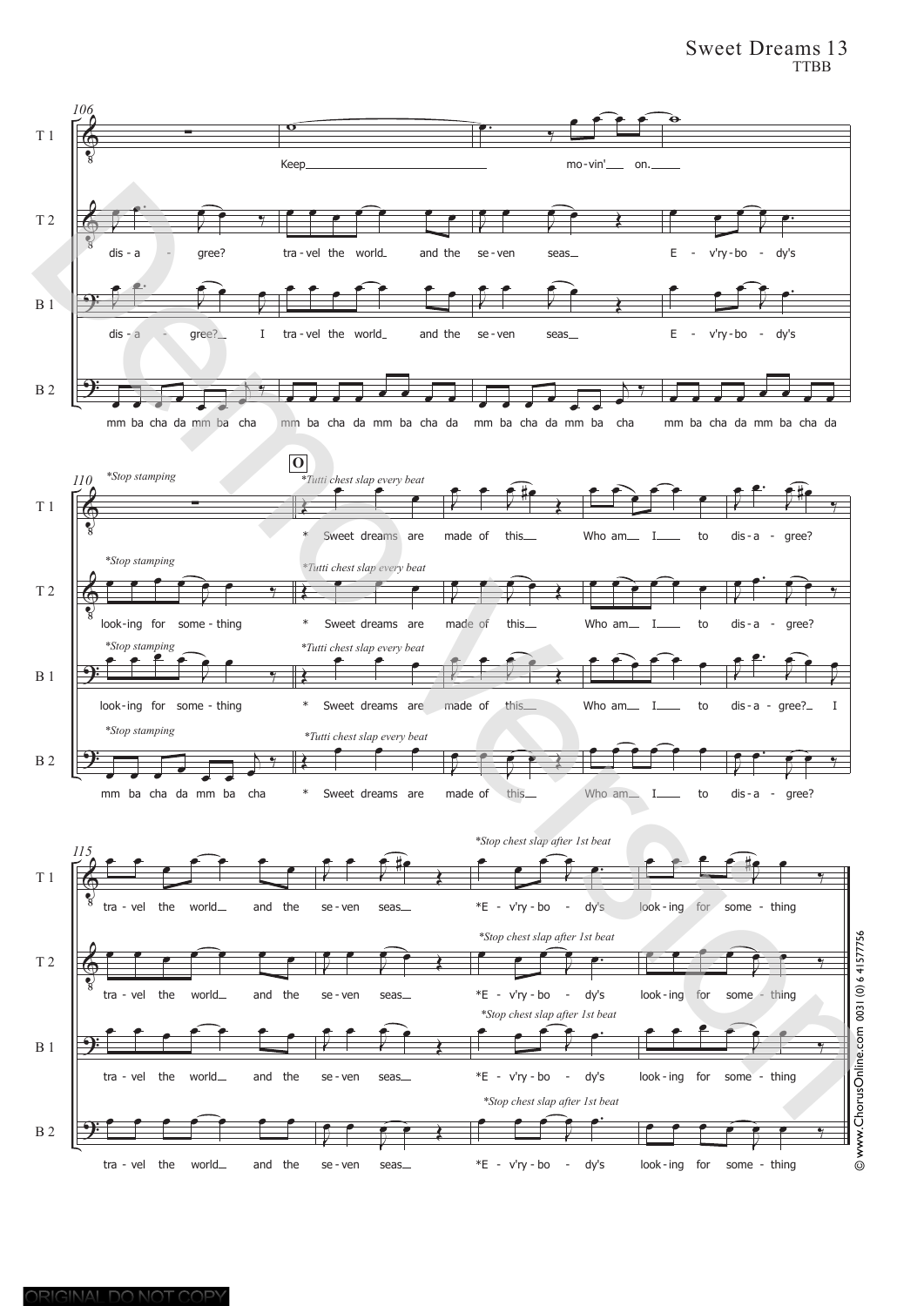T 1: Keep mo-vin' on.

T 2: dis - a - gree? tra - vel the world and the se - ven seas E - v'ry - bo - dy's

B 1: dis - a - gree? I tra - vel the world and the se - ven seas E - v'ry - bo - dy's

B 2: mm ba cha da mm ba cha mm ba cha da mm ba cha da mm ba cha da mm ba cha mm ba cha da mm ba cha da

*Stop stamping

**O**

*Tutti chest slap every beat

T 1: * Sweet dreams are made of this Who am I to dis - a - gree?

T 2: look - ing for some - thing * Sweet dreams are made of this Who am I to dis - a - gree?

B 1: look - ing for some - thing * Sweet dreams are made of this Who am I to dis - a - gree? I

B 2: mm ba cha da mm ba cha * Sweet dreams are made of this Who am I to dis - a - gree?

*Stop chest slap after 1st beat

T 1: tra - vel the world and the se - ven seas *E - v'ry - bo - dy's look - ing for some - thing

T 2: tra - vel the world and the se - ven seas *E - v'ry - bo - dy's look - ing for some - thing

B 1: tra - vel the world and the se - ven seas *E - v'ry - bo - dy's look - ing for some - thing

B 2: tra - vel the world and the se - ven seas *E - v'ry - bo - dy's look - ing for some - thing

© www.ChorusOnline.com 0031 (0) 6 41577756

ORIGINAL DO NOT COPY